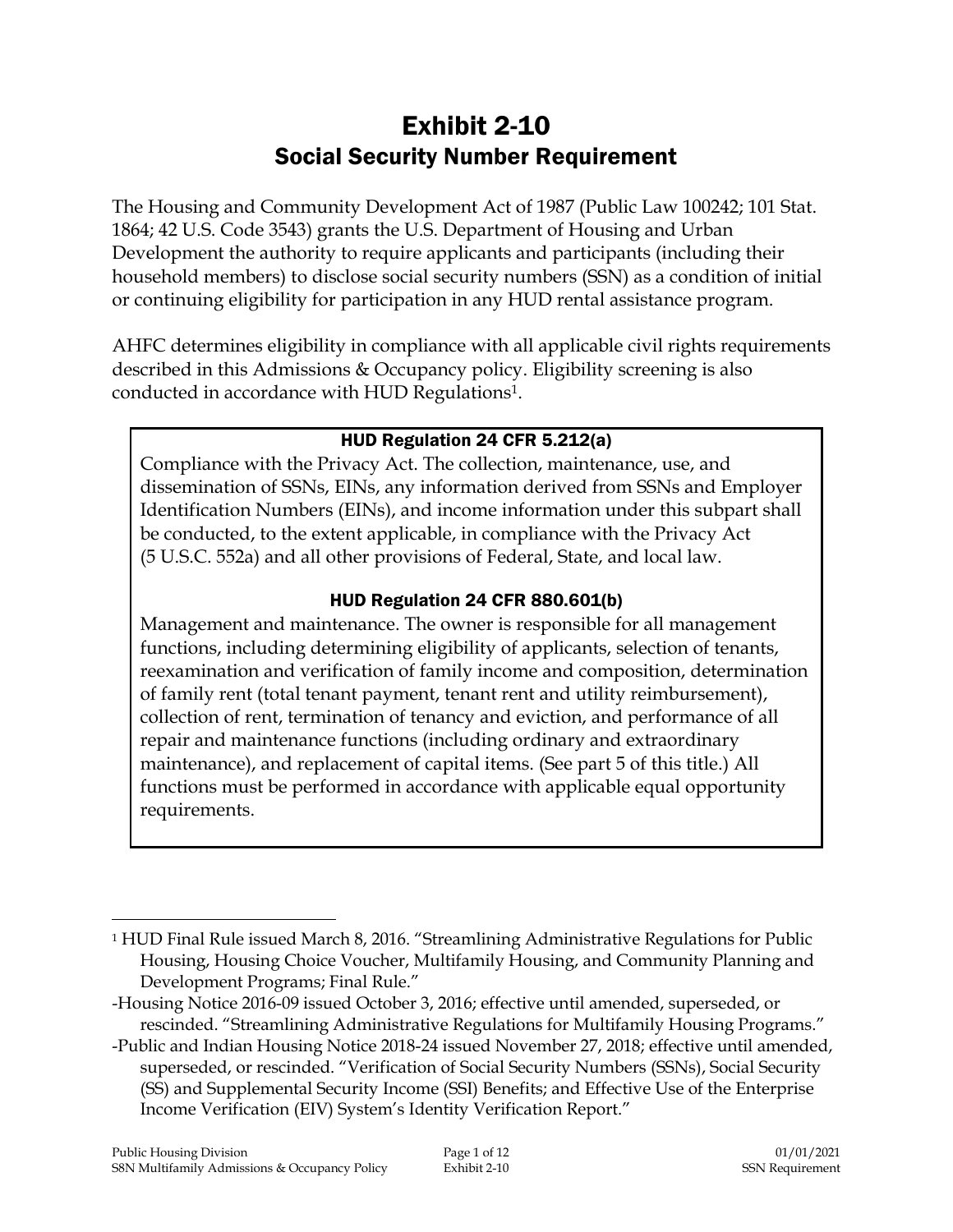# Exhibit 2-10

## Social Security Number Requirement

The Housing and Community Development Act of 1987 (Public Law 100242; 101 Stat. 1864; 42 U.S. Code 3543) grants the U.S. Department of Housing and Urban Development the authority to require applicants and participants (including their household members) to disclose social security numbers (SSN) as a condition of initial or continuing eligibility for participation in any HUD rental assistance program.

AHFC determines eligibility in compliance with all applicable civil rights requirements described in this Admissions & Occupancy policy. Eligibility screening is also conducted in accordance with HUD Regulations[1].

### HUD Regulation 24 CFR 5.212(a)

Compliance with the Privacy Act. The collection, maintenance, use, and dissemination of SSNs, EINs, any information derived from SSNs and Employer Identification Numbers (EINs), and income information under this subpart shall be conducted, to the extent applicable, in compliance with the Privacy Act (5 U.S.C. 552a) and all other provisions of Federal, State, and local law.

### HUD Regulation 24 CFR 880.601(b)

Management and maintenance. The owner is responsible for all management functions, including determining eligibility of applicants, selection of tenants, reexamination and verification of family income and composition, determination of family rent (total tenant payment, tenant rent and utility reimbursement), collection of rent, termination of tenancy and eviction, and performance of all repair and maintenance functions (including ordinary and extraordinary maintenance), and replacement of capital items. (See part 5 of this title.) All functions must be performed in accordance with applicable equal opportunity requirements.

---

[1] HUD Final Rule issued March 8, 2016. "Streamlining Administrative Regulations for Public Housing, Housing Choice Voucher, Multifamily Housing, and Community Planning and Development Programs; Final Rule."

-Housing Notice 2016-09 issued October 3, 2016; effective until amended, superseded, or rescinded. "Streamlining Administrative Regulations for Multifamily Housing Programs."

-Public and Indian Housing Notice 2018-24 issued November 27, 2018; effective until amended, superseded, or rescinded. "Verification of Social Security Numbers (SSNs), Social Security (SS) and Supplemental Security Income (SSI) Benefits; and Effective Use of the Enterprise Income Verification (EIV) System's Identity Verification Report."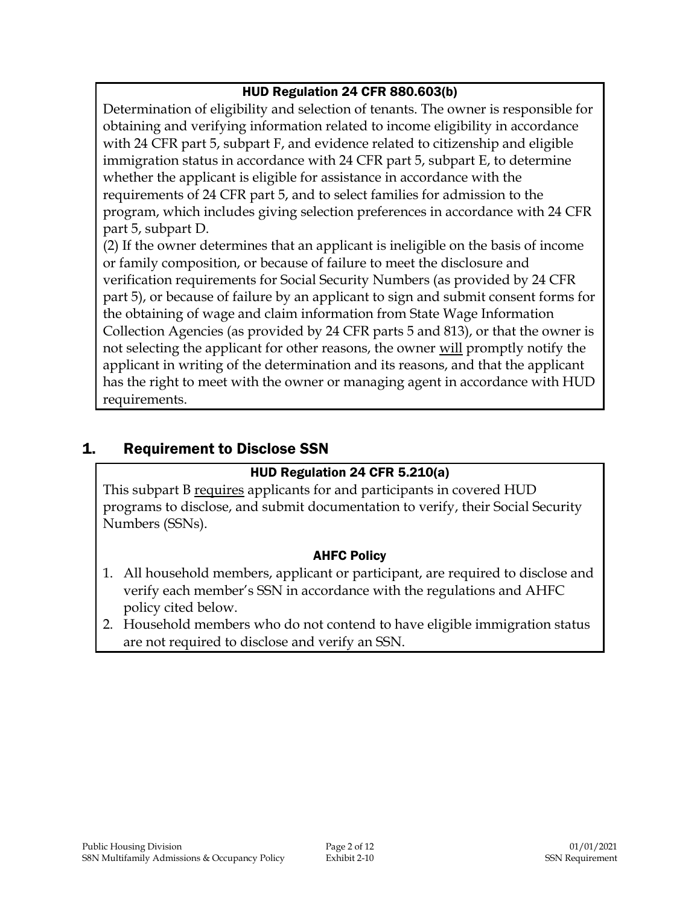#### HUD Regulation 24 CFR 880.603(b)

Determination of eligibility and selection of tenants. The owner is responsible for obtaining and verifying information related to income eligibility in accordance with 24 CFR part 5, subpart F, and evidence related to citizenship and eligible immigration status in accordance with 24 CFR part 5, subpart E, to determine whether the applicant is eligible for assistance in accordance with the requirements of 24 CFR part 5, and to select families for admission to the program, which includes giving selection preferences in accordance with 24 CFR part 5, subpart D.

(2) If the owner determines that an applicant is ineligible on the basis of income or family composition, or because of failure to meet the disclosure and verification requirements for Social Security Numbers (as provided by 24 CFR part 5), or because of failure by an applicant to sign and submit consent forms for the obtaining of wage and claim information from State Wage Information Collection Agencies (as provided by 24 CFR parts 5 and 813), or that the owner is not selecting the applicant for other reasons, the owner <u>will</u> promptly notify the applicant in writing of the determination and its reasons, and that the applicant has the right to meet with the owner or managing agent in accordance with HUD requirements.

## 1. Requirement to Disclose SSN

#### HUD Regulation 24 CFR 5.210(a)

This subpart B <u>requires</u> applicants for and participants in covered HUD programs to disclose, and submit documentation to verify, their Social Security Numbers (SSNs).

#### AHFC Policy

1. All household members, applicant or participant, are required to disclose and verify each member's SSN in accordance with the regulations and AHFC policy cited below.
2. Household members who do not contend to have eligible immigration status are not required to disclose and verify an SSN.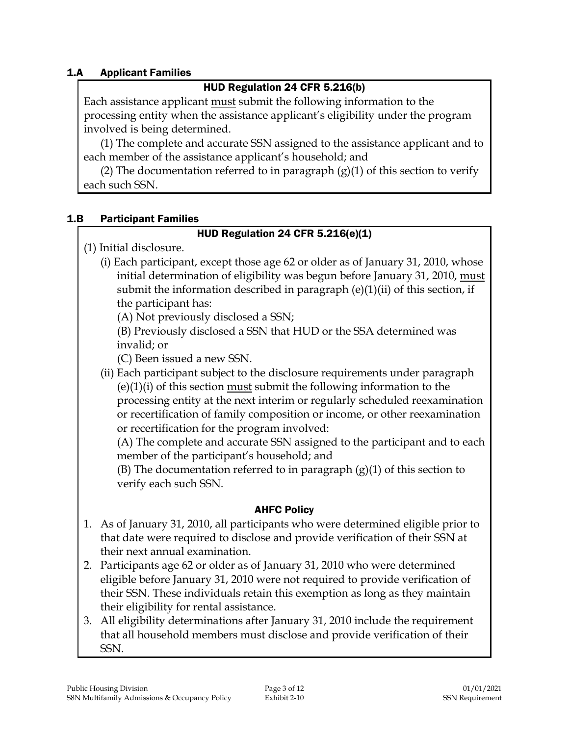## 1.A Applicant Families

**HUD Regulation 24 CFR 5.216(b)**

Each assistance applicant must submit the following information to the processing entity when the assistance applicant's eligibility under the program involved is being determined.

(1) The complete and accurate SSN assigned to the assistance applicant and to each member of the assistance applicant's household; and

(2) The documentation referred to in paragraph (g)(1) of this section to verify each such SSN.

## 1.B Participant Families

**HUD Regulation 24 CFR 5.216(e)(1)**

(1) Initial disclosure.

- (i) Each participant, except those age 62 or older as of January 31, 2010, whose initial determination of eligibility was begun before January 31, 2010, must submit the information described in paragraph (e)(1)(ii) of this section, if the participant has:
  - (A) Not previously disclosed a SSN;
  - (B) Previously disclosed a SSN that HUD or the SSA determined was invalid; or
  - (C) Been issued a new SSN.
- (ii) Each participant subject to the disclosure requirements under paragraph (e)(1)(i) of this section must submit the following information to the processing entity at the next interim or regularly scheduled reexamination or recertification of family composition or income, or other reexamination or recertification for the program involved:
  - (A) The complete and accurate SSN assigned to the participant and to each member of the participant's household; and
  - (B) The documentation referred to in paragraph (g)(1) of this section to verify each such SSN.

**AHFC Policy**

1. As of January 31, 2010, all participants who were determined eligible prior to that date were required to disclose and provide verification of their SSN at their next annual examination.
2. Participants age 62 or older as of January 31, 2010 who were determined eligible before January 31, 2010 were not required to provide verification of their SSN. These individuals retain this exemption as long as they maintain their eligibility for rental assistance.
3. All eligibility determinations after January 31, 2010 include the requirement that all household members must disclose and provide verification of their SSN.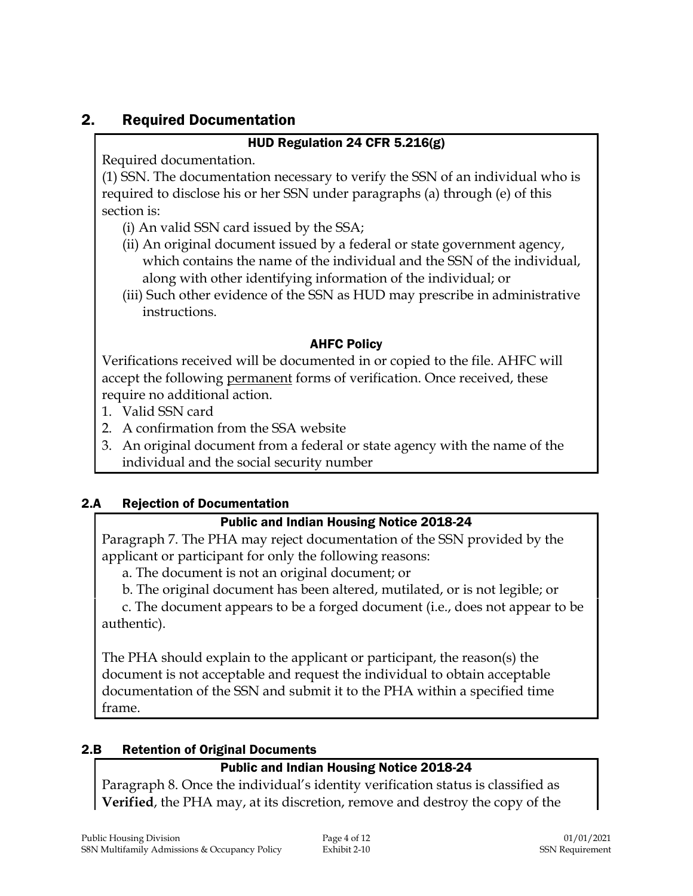## 2. Required Documentation

**HUD Regulation 24 CFR 5.216(g)**

Required documentation.

(1) SSN. The documentation necessary to verify the SSN of an individual who is required to disclose his or her SSN under paragraphs (a) through (e) of this section is:

(i) An valid SSN card issued by the SSA;

(ii) An original document issued by a federal or state government agency, which contains the name of the individual and the SSN of the individual, along with other identifying information of the individual; or

(iii) Such other evidence of the SSN as HUD may prescribe in administrative instructions.

**AHFC Policy**

Verifications received will be documented in or copied to the file. AHFC will accept the following <u>permanent</u> forms of verification. Once received, these require no additional action.

1. Valid SSN card
2. A confirmation from the SSA website
3. An original document from a federal or state agency with the name of the individual and the social security number

### 2.A Rejection of Documentation

**Public and Indian Housing Notice 2018-24**

Paragraph 7. The PHA may reject documentation of the SSN provided by the applicant or participant for only the following reasons:

a. The document is not an original document; or

b. The original document has been altered, mutilated, or is not legible; or

c. The document appears to be a forged document (i.e., does not appear to be authentic).

The PHA should explain to the applicant or participant, the reason(s) the document is not acceptable and request the individual to obtain acceptable documentation of the SSN and submit it to the PHA within a specified time frame.

### 2.B Retention of Original Documents

**Public and Indian Housing Notice 2018-24**

Paragraph 8. Once the individual's identity verification status is classified as **Verified**, the PHA may, at its discretion, remove and destroy the copy of the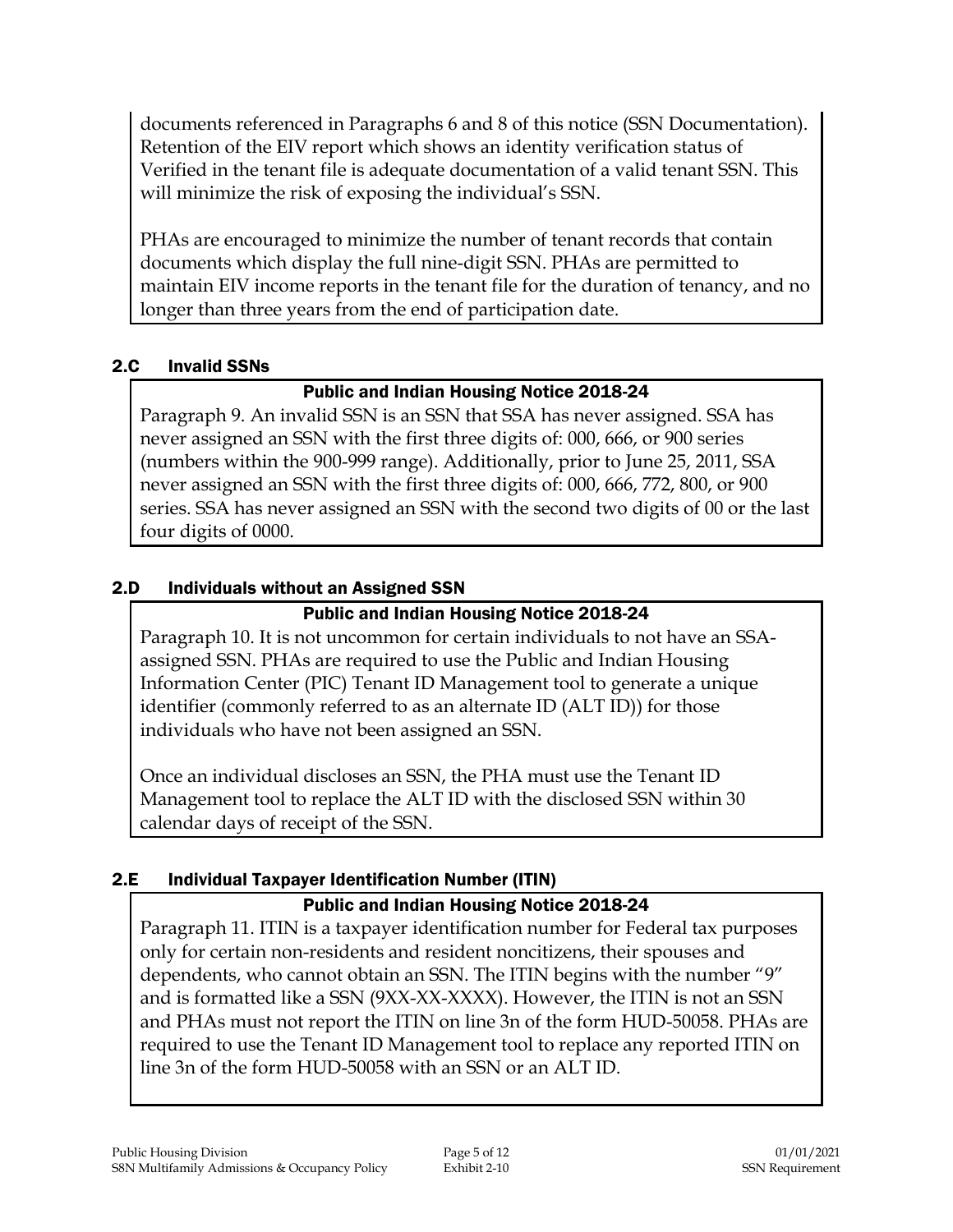documents referenced in Paragraphs 6 and 8 of this notice (SSN Documentation). Retention of the EIV report which shows an identity verification status of Verified in the tenant file is adequate documentation of a valid tenant SSN. This will minimize the risk of exposing the individual's SSN.

PHAs are encouraged to minimize the number of tenant records that contain documents which display the full nine-digit SSN. PHAs are permitted to maintain EIV income reports in the tenant file for the duration of tenancy, and no longer than three years from the end of participation date.

## 2.C Invalid SSNs

**Public and Indian Housing Notice 2018-24**

Paragraph 9. An invalid SSN is an SSN that SSA has never assigned. SSA has never assigned an SSN with the first three digits of: 000, 666, or 900 series (numbers within the 900-999 range). Additionally, prior to June 25, 2011, SSA never assigned an SSN with the first three digits of: 000, 666, 772, 800, or 900 series. SSA has never assigned an SSN with the second two digits of 00 or the last four digits of 0000.

## 2.D Individuals without an Assigned SSN

**Public and Indian Housing Notice 2018-24**

Paragraph 10. It is not uncommon for certain individuals to not have an SSA-assigned SSN. PHAs are required to use the Public and Indian Housing Information Center (PIC) Tenant ID Management tool to generate a unique identifier (commonly referred to as an alternate ID (ALT ID)) for those individuals who have not been assigned an SSN.

Once an individual discloses an SSN, the PHA must use the Tenant ID Management tool to replace the ALT ID with the disclosed SSN within 30 calendar days of receipt of the SSN.

## 2.E Individual Taxpayer Identification Number (ITIN)

**Public and Indian Housing Notice 2018-24**

Paragraph 11. ITIN is a taxpayer identification number for Federal tax purposes only for certain non-residents and resident noncitizens, their spouses and dependents, who cannot obtain an SSN. The ITIN begins with the number "9" and is formatted like a SSN (9XX-XX-XXXX). However, the ITIN is not an SSN and PHAs must not report the ITIN on line 3n of the form HUD-50058. PHAs are required to use the Tenant ID Management tool to replace any reported ITIN on line 3n of the form HUD-50058 with an SSN or an ALT ID.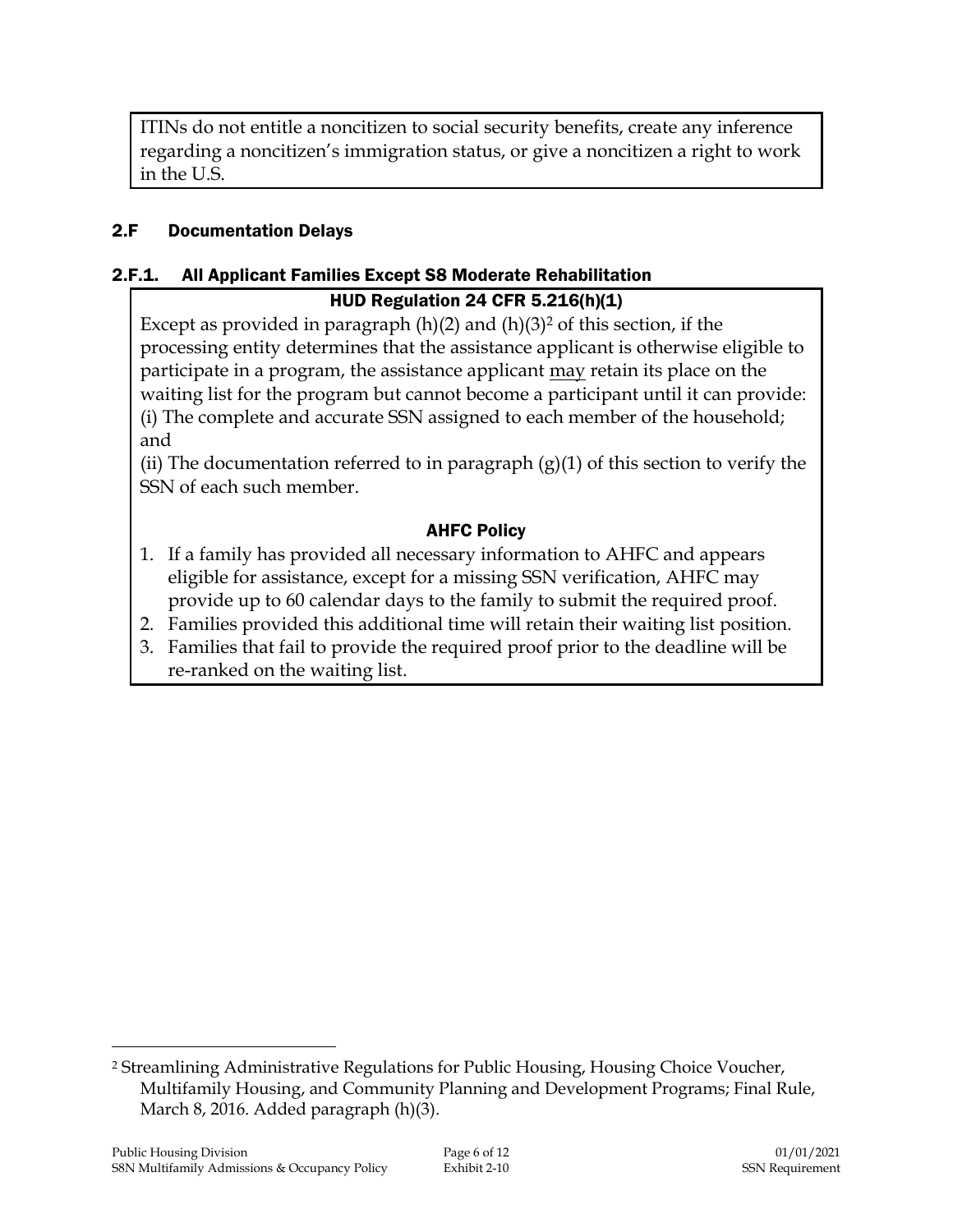ITINs do not entitle a noncitizen to social security benefits, create any inference regarding a noncitizen's immigration status, or give a noncitizen a right to work in the U.S.

## 2.F Documentation Delays

### 2.F.1. All Applicant Families Except S8 Moderate Rehabilitation

**HUD Regulation 24 CFR 5.216(h)(1)**

Except as provided in paragraph (h)(2) and (h)(3)[2] of this section, if the processing entity determines that the assistance applicant is otherwise eligible to participate in a program, the assistance applicant may retain its place on the waiting list for the program but cannot become a participant until it can provide:
(i) The complete and accurate SSN assigned to each member of the household; and
(ii) The documentation referred to in paragraph (g)(1) of this section to verify the SSN of each such member.

**AHFC Policy**

1. If a family has provided all necessary information to AHFC and appears eligible for assistance, except for a missing SSN verification, AHFC may provide up to 60 calendar days to the family to submit the required proof.
2. Families provided this additional time will retain their waiting list position.
3. Families that fail to provide the required proof prior to the deadline will be re-ranked on the waiting list.

---

[2] Streamlining Administrative Regulations for Public Housing, Housing Choice Voucher, Multifamily Housing, and Community Planning and Development Programs; Final Rule, March 8, 2016. Added paragraph (h)(3).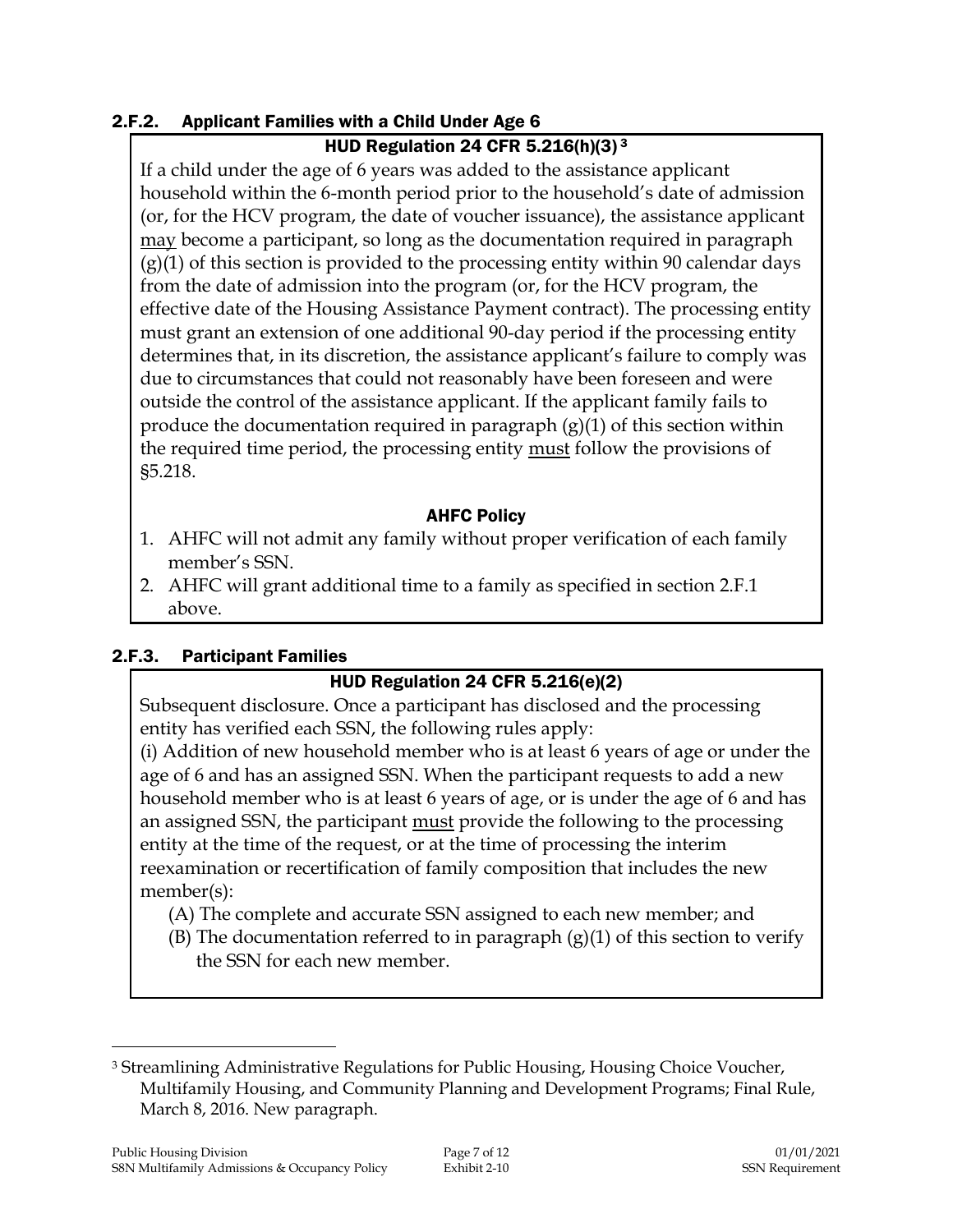### 2.F.2. Applicant Families with a Child Under Age 6

**HUD Regulation 24 CFR 5.216(h)(3)** [3]

If a child under the age of 6 years was added to the assistance applicant household within the 6-month period prior to the household's date of admission (or, for the HCV program, the date of voucher issuance), the assistance applicant may become a participant, so long as the documentation required in paragraph (g)(1) of this section is provided to the processing entity within 90 calendar days from the date of admission into the program (or, for the HCV program, the effective date of the Housing Assistance Payment contract). The processing entity must grant an extension of one additional 90-day period if the processing entity determines that, in its discretion, the assistance applicant's failure to comply was due to circumstances that could not reasonably have been foreseen and were outside the control of the assistance applicant. If the applicant family fails to produce the documentation required in paragraph (g)(1) of this section within the required time period, the processing entity must follow the provisions of §5.218.

**AHFC Policy**

1. AHFC will not admit any family without proper verification of each family member's SSN.
2. AHFC will grant additional time to a family as specified in section 2.F.1 above.

### 2.F.3. Participant Families

**HUD Regulation 24 CFR 5.216(e)(2)**

Subsequent disclosure. Once a participant has disclosed and the processing entity has verified each SSN, the following rules apply:

(i) Addition of new household member who is at least 6 years of age or under the age of 6 and has an assigned SSN. When the participant requests to add a new household member who is at least 6 years of age, or is under the age of 6 and has an assigned SSN, the participant must provide the following to the processing entity at the time of the request, or at the time of processing the interim reexamination or recertification of family composition that includes the new member(s):

- (A) The complete and accurate SSN assigned to each new member; and
- (B) The documentation referred to in paragraph (g)(1) of this section to verify the SSN for each new member.

---

[3] Streamlining Administrative Regulations for Public Housing, Housing Choice Voucher, Multifamily Housing, and Community Planning and Development Programs; Final Rule, March 8, 2016. New paragraph.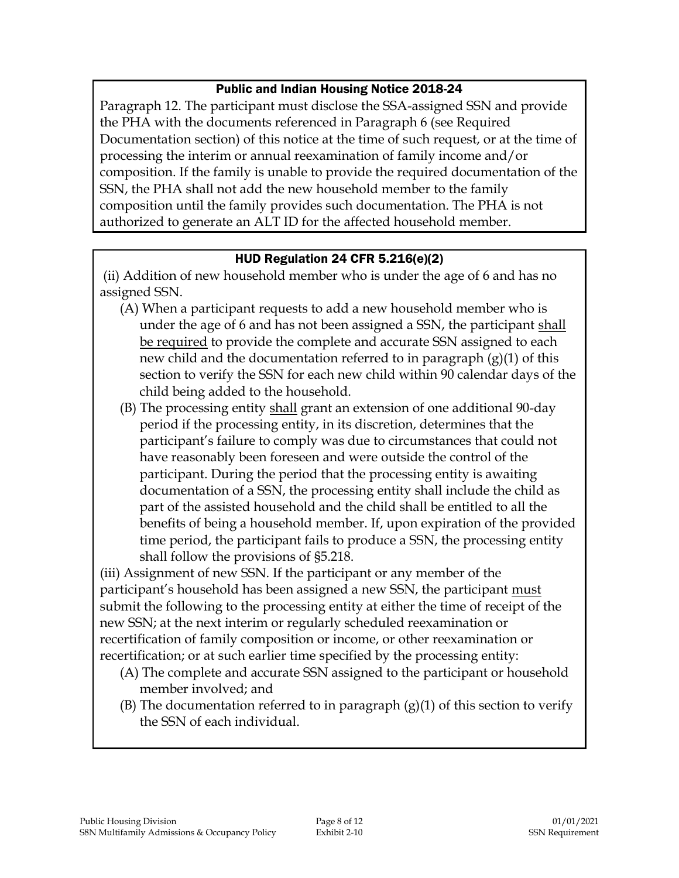### Public and Indian Housing Notice 2018-24

Paragraph 12. The participant must disclose the SSA-assigned SSN and provide the PHA with the documents referenced in Paragraph 6 (see Required Documentation section) of this notice at the time of such request, or at the time of processing the interim or annual reexamination of family income and/or composition. If the family is unable to provide the required documentation of the SSN, the PHA shall not add the new household member to the family composition until the family provides such documentation. The PHA is not authorized to generate an ALT ID for the affected household member.

### HUD Regulation 24 CFR 5.216(e)(2)

(ii) Addition of new household member who is under the age of 6 and has no assigned SSN.

- (A) When a participant requests to add a new household member who is under the age of 6 and has not been assigned a SSN, the participant <u>shall be required</u> to provide the complete and accurate SSN assigned to each new child and the documentation referred to in paragraph (g)(1) of this section to verify the SSN for each new child within 90 calendar days of the child being added to the household.
- (B) The processing entity <u>shall</u> grant an extension of one additional 90-day period if the processing entity, in its discretion, determines that the participant's failure to comply was due to circumstances that could not have reasonably been foreseen and were outside the control of the participant. During the period that the processing entity is awaiting documentation of a SSN, the processing entity shall include the child as part of the assisted household and the child shall be entitled to all the benefits of being a household member. If, upon expiration of the provided time period, the participant fails to produce a SSN, the processing entity shall follow the provisions of §5.218.

(iii) Assignment of new SSN. If the participant or any member of the participant's household has been assigned a new SSN, the participant <u>must</u> submit the following to the processing entity at either the time of receipt of the new SSN; at the next interim or regularly scheduled reexamination or recertification of family composition or income, or other reexamination or recertification; or at such earlier time specified by the processing entity:

- (A) The complete and accurate SSN assigned to the participant or household member involved; and
- (B) The documentation referred to in paragraph (g)(1) of this section to verify the SSN of each individual.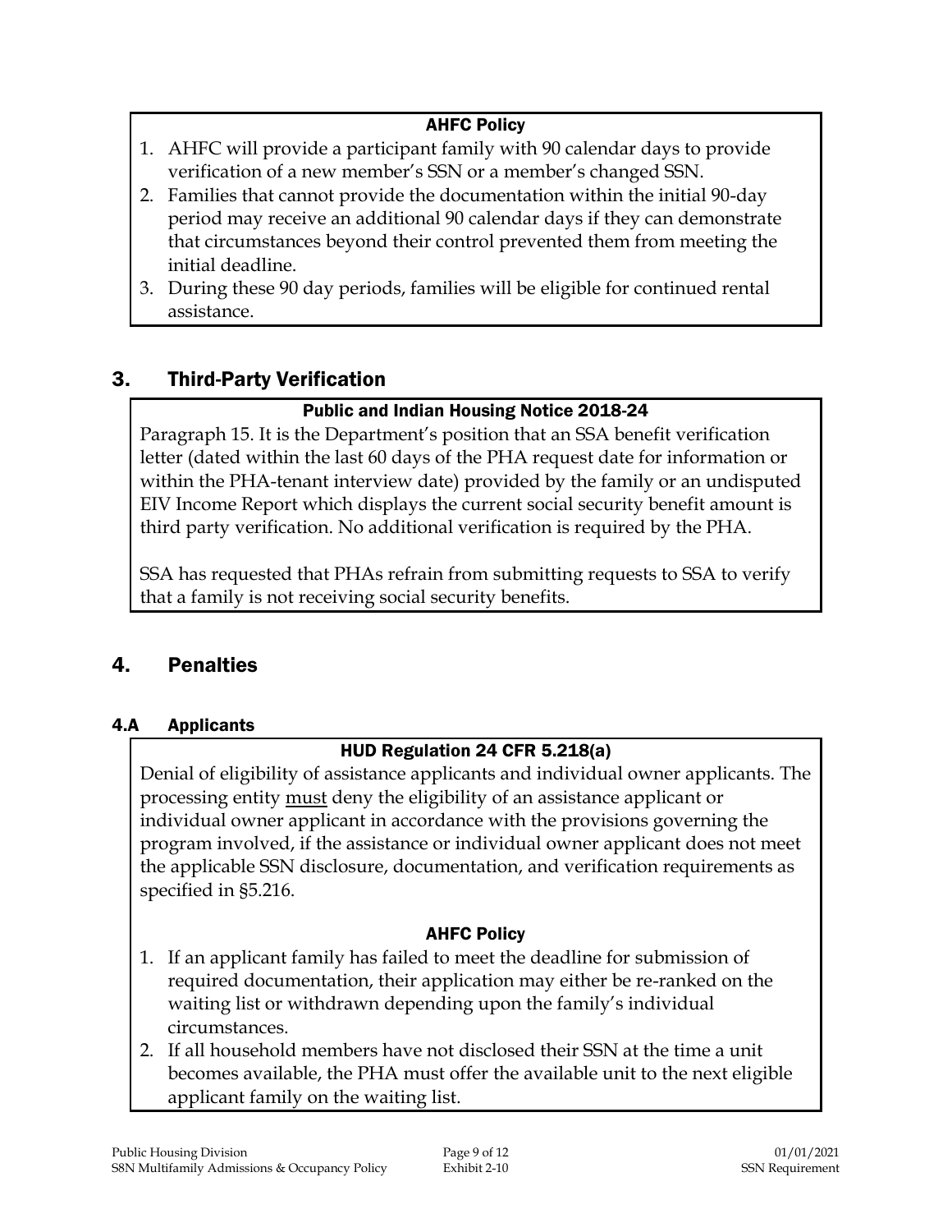**AHFC Policy**

1. AHFC will provide a participant family with 90 calendar days to provide verification of a new member's SSN or a member's changed SSN.
2. Families that cannot provide the documentation within the initial 90-day period may receive an additional 90 calendar days if they can demonstrate that circumstances beyond their control prevented them from meeting the initial deadline.
3. During these 90 day periods, families will be eligible for continued rental assistance.

## 3. Third-Party Verification

**Public and Indian Housing Notice 2018-24**

Paragraph 15. It is the Department's position that an SSA benefit verification letter (dated within the last 60 days of the PHA request date for information or within the PHA-tenant interview date) provided by the family or an undisputed EIV Income Report which displays the current social security benefit amount is third party verification. No additional verification is required by the PHA.

SSA has requested that PHAs refrain from submitting requests to SSA to verify that a family is not receiving social security benefits.

## 4. Penalties

### 4.A Applicants

**HUD Regulation 24 CFR 5.218(a)**

Denial of eligibility of assistance applicants and individual owner applicants. The processing entity must deny the eligibility of an assistance applicant or individual owner applicant in accordance with the provisions governing the program involved, if the assistance or individual owner applicant does not meet the applicable SSN disclosure, documentation, and verification requirements as specified in §5.216.

**AHFC Policy**

1. If an applicant family has failed to meet the deadline for submission of required documentation, their application may either be re-ranked on the waiting list or withdrawn depending upon the family's individual circumstances.
2. If all household members have not disclosed their SSN at the time a unit becomes available, the PHA must offer the available unit to the next eligible applicant family on the waiting list.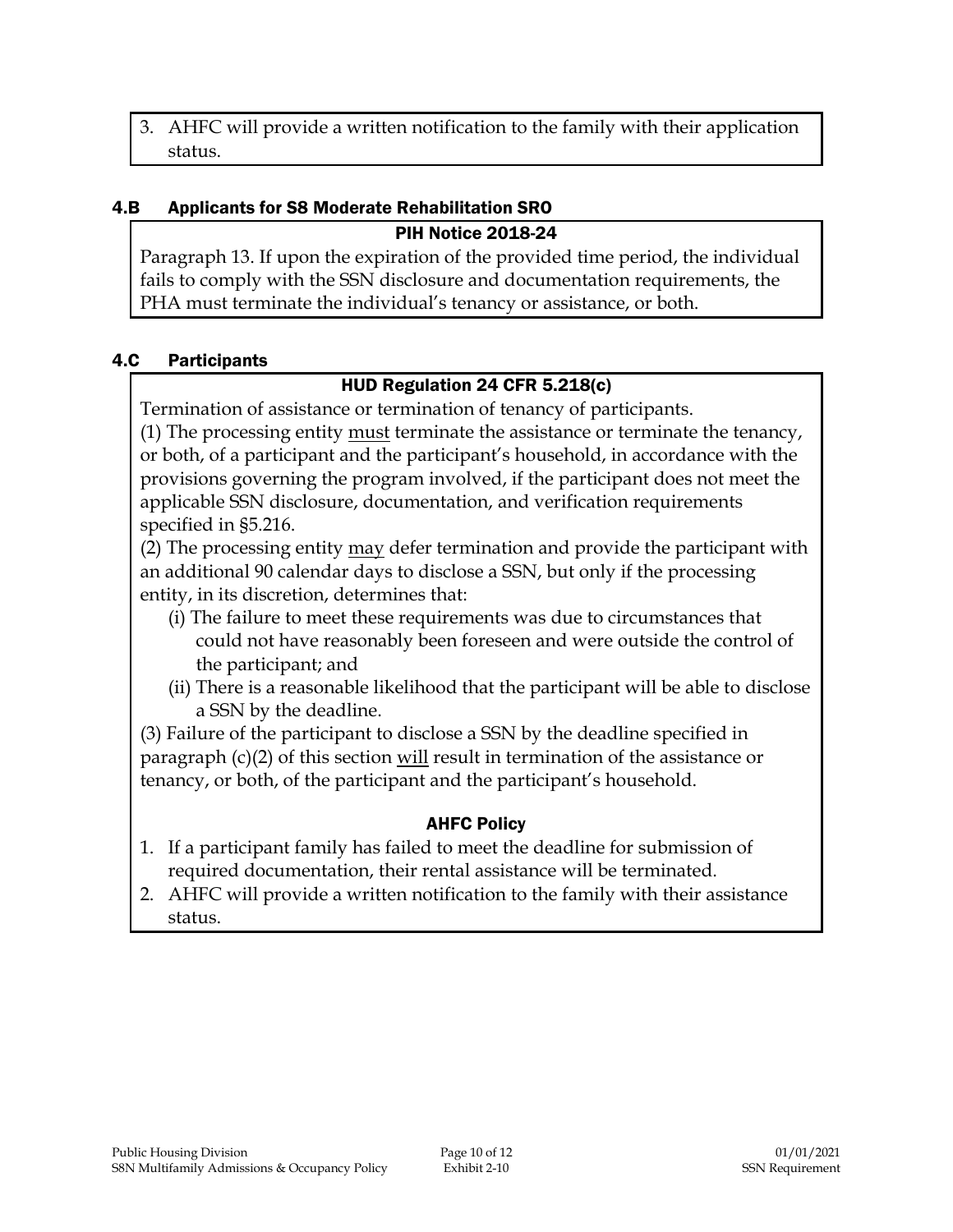3. AHFC will provide a written notification to the family with their application status.

### 4.B Applicants for S8 Moderate Rehabilitation SRO

**PIH Notice 2018-24**

Paragraph 13. If upon the expiration of the provided time period, the individual fails to comply with the SSN disclosure and documentation requirements, the PHA must terminate the individual's tenancy or assistance, or both.

### 4.C Participants

**HUD Regulation 24 CFR 5.218(c)**

Termination of assistance or termination of tenancy of participants.

(1) The processing entity <u>must</u> terminate the assistance or terminate the tenancy, or both, of a participant and the participant's household, in accordance with the provisions governing the program involved, if the participant does not meet the applicable SSN disclosure, documentation, and verification requirements specified in §5.216.

(2) The processing entity <u>may</u> defer termination and provide the participant with an additional 90 calendar days to disclose a SSN, but only if the processing entity, in its discretion, determines that:

- (i) The failure to meet these requirements was due to circumstances that could not have reasonably been foreseen and were outside the control of the participant; and
- (ii) There is a reasonable likelihood that the participant will be able to disclose a SSN by the deadline.

(3) Failure of the participant to disclose a SSN by the deadline specified in paragraph (c)(2) of this section <u>will</u> result in termination of the assistance or tenancy, or both, of the participant and the participant's household.

**AHFC Policy**

1. If a participant family has failed to meet the deadline for submission of required documentation, their rental assistance will be terminated.
2. AHFC will provide a written notification to the family with their assistance status.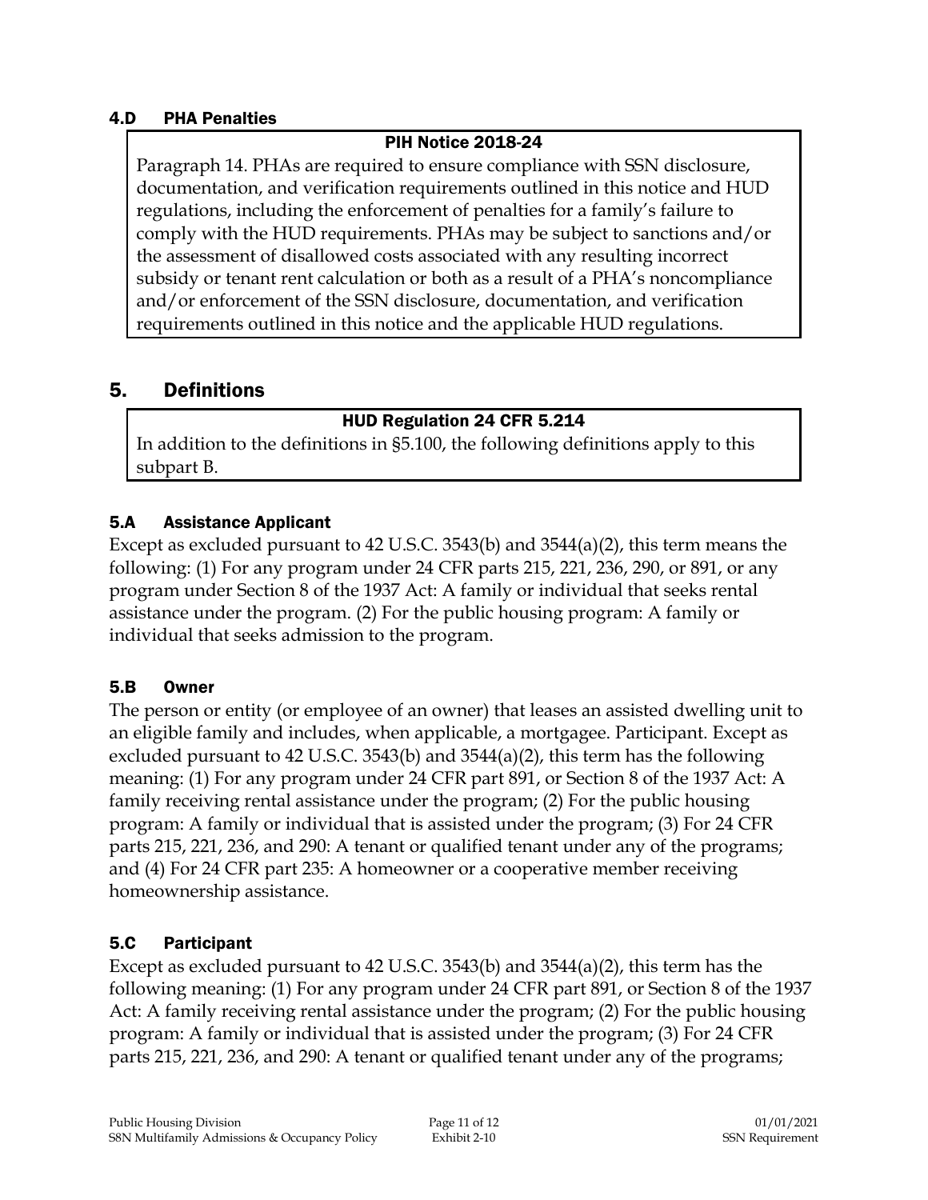### 4.D PHA Penalties

> **PIH Notice 2018-24**
>
> Paragraph 14. PHAs are required to ensure compliance with SSN disclosure, documentation, and verification requirements outlined in this notice and HUD regulations, including the enforcement of penalties for a family's failure to comply with the HUD requirements. PHAs may be subject to sanctions and/or the assessment of disallowed costs associated with any resulting incorrect subsidy or tenant rent calculation or both as a result of a PHA's noncompliance and/or enforcement of the SSN disclosure, documentation, and verification requirements outlined in this notice and the applicable HUD regulations.

## 5. Definitions

> **HUD Regulation 24 CFR 5.214**
>
> In addition to the definitions in §5.100, the following definitions apply to this subpart B.

### 5.A Assistance Applicant

Except as excluded pursuant to 42 U.S.C. 3543(b) and 3544(a)(2), this term means the following: (1) For any program under 24 CFR parts 215, 221, 236, 290, or 891, or any program under Section 8 of the 1937 Act: A family or individual that seeks rental assistance under the program. (2) For the public housing program: A family or individual that seeks admission to the program.

### 5.B Owner

The person or entity (or employee of an owner) that leases an assisted dwelling unit to an eligible family and includes, when applicable, a mortgagee. Participant. Except as excluded pursuant to 42 U.S.C. 3543(b) and 3544(a)(2), this term has the following meaning: (1) For any program under 24 CFR part 891, or Section 8 of the 1937 Act: A family receiving rental assistance under the program; (2) For the public housing program: A family or individual that is assisted under the program; (3) For 24 CFR parts 215, 221, 236, and 290: A tenant or qualified tenant under any of the programs; and (4) For 24 CFR part 235: A homeowner or a cooperative member receiving homeownership assistance.

### 5.C Participant

Except as excluded pursuant to 42 U.S.C. 3543(b) and 3544(a)(2), this term has the following meaning: (1) For any program under 24 CFR part 891, or Section 8 of the 1937 Act: A family receiving rental assistance under the program; (2) For the public housing program: A family or individual that is assisted under the program; (3) For 24 CFR parts 215, 221, 236, and 290: A tenant or qualified tenant under any of the programs;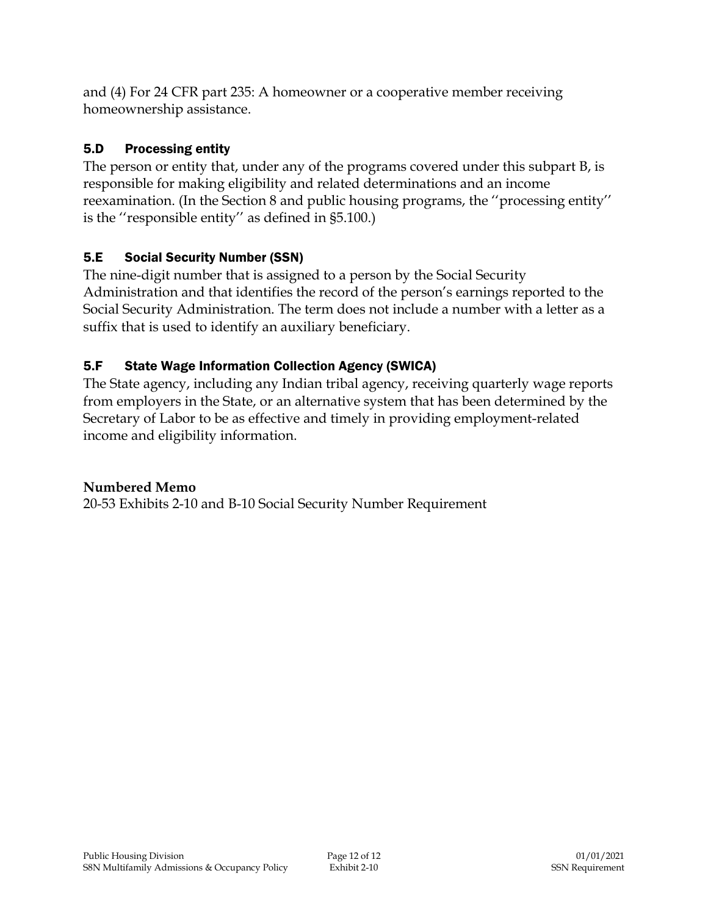and (4) For 24 CFR part 235: A homeowner or a cooperative member receiving homeownership assistance.

### 5.D Processing entity

The person or entity that, under any of the programs covered under this subpart B, is responsible for making eligibility and related determinations and an income reexamination. (In the Section 8 and public housing programs, the ''processing entity'' is the ''responsible entity'' as defined in §5.100.)

### 5.E Social Security Number (SSN)

The nine-digit number that is assigned to a person by the Social Security Administration and that identifies the record of the person's earnings reported to the Social Security Administration. The term does not include a number with a letter as a suffix that is used to identify an auxiliary beneficiary.

### 5.F State Wage Information Collection Agency (SWICA)

The State agency, including any Indian tribal agency, receiving quarterly wage reports from employers in the State, or an alternative system that has been determined by the Secretary of Labor to be as effective and timely in providing employment-related income and eligibility information.

**Numbered Memo**

20-53 Exhibits 2-10 and B-10 Social Security Number Requirement